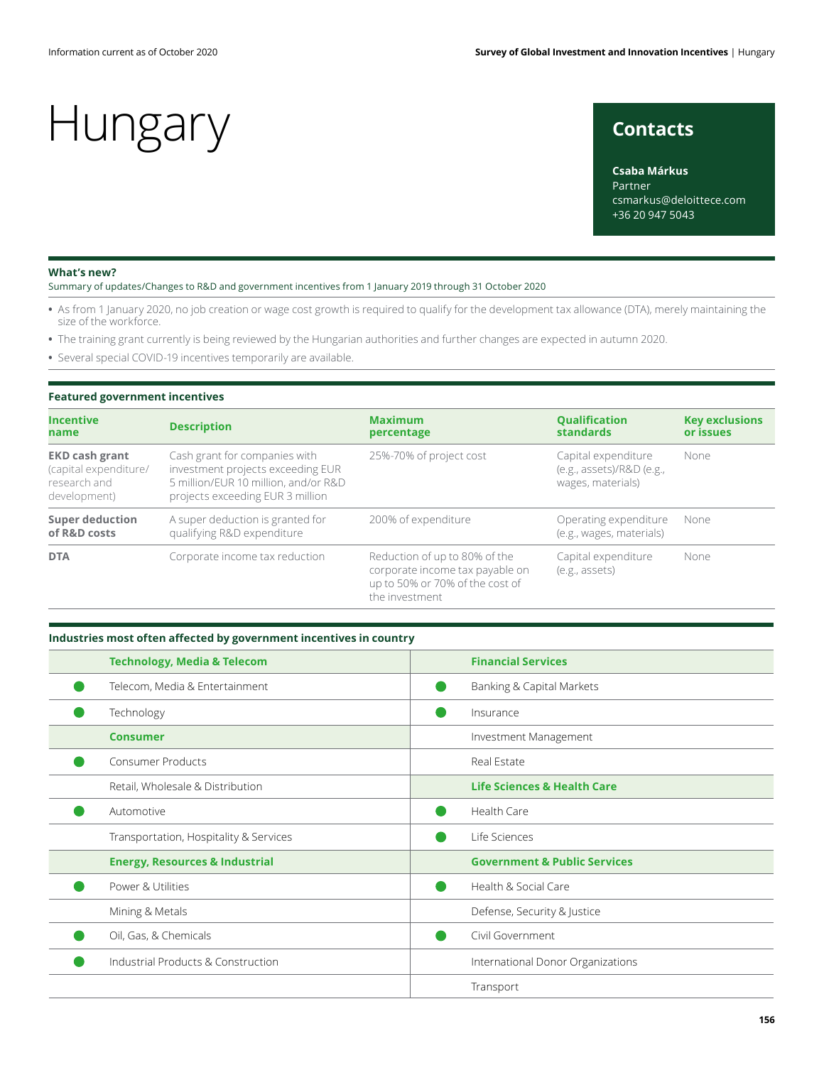Information current as of October 2020

# Hungary

## Contacts

**Csaba Márkus**
Partner
csmarkus@deloittece.com
+36 20 947 5043

### What's new?

Summary of updates/Changes to R&D and government incentives from 1 January 2019 through 31 October 2020

- As from 1 January 2020, no job creation or wage cost growth is required to qualify for the development tax allowance (DTA), merely maintaining the size of the workforce.
- The training grant currently is being reviewed by the Hungarian authorities and further changes are expected in autumn 2020.
- Several special COVID-19 incentives temporarily are available.

### Featured government incentives

| Incentive name | Description | Maximum percentage | Qualification standards | Key exclusions or issues |
|---|---|---|---|---|
| **EKD cash grant** (capital expenditure/ research and development) | Cash grant for companies with investment projects exceeding EUR 5 million/EUR 10 million, and/or R&D projects exceeding EUR 3 million | 25%-70% of project cost | Capital expenditure (e.g., assets)/R&D (e.g., wages, materials) | None |
| **Super deduction of R&D costs** | A super deduction is granted for qualifying R&D expenditure | 200% of expenditure | Operating expenditure (e.g., wages, materials) | None |
| **DTA** | Corporate income tax reduction | Reduction of up to 80% of the corporate income tax payable on up to 50% or 70% of the cost of the investment | Capital expenditure (e.g., assets) | None |

### Industries most often affected by government incentives in country

| | Technology, Media & Telecom | | Financial Services |
|---|---|---|---|
| ● | Telecom, Media & Entertainment | ● | Banking & Capital Markets |
| ● | Technology | ● | Insurance |
| | **Consumer** | | Investment Management |
| ● | Consumer Products | | Real Estate |
| | Retail, Wholesale & Distribution | | **Life Sciences & Health Care** |
| ● | Automotive | ● | Health Care |
| | Transportation, Hospitality & Services | ● | Life Sciences |
| | **Energy, Resources & Industrial** | | **Government & Public Services** |
| ● | Power & Utilities | ● | Health & Social Care |
| | Mining & Metals | | Defense, Security & Justice |
| ● | Oil, Gas, & Chemicals | ● | Civil Government |
| ● | Industrial Products & Construction | | International Donor Organizations |
| | | | Transport |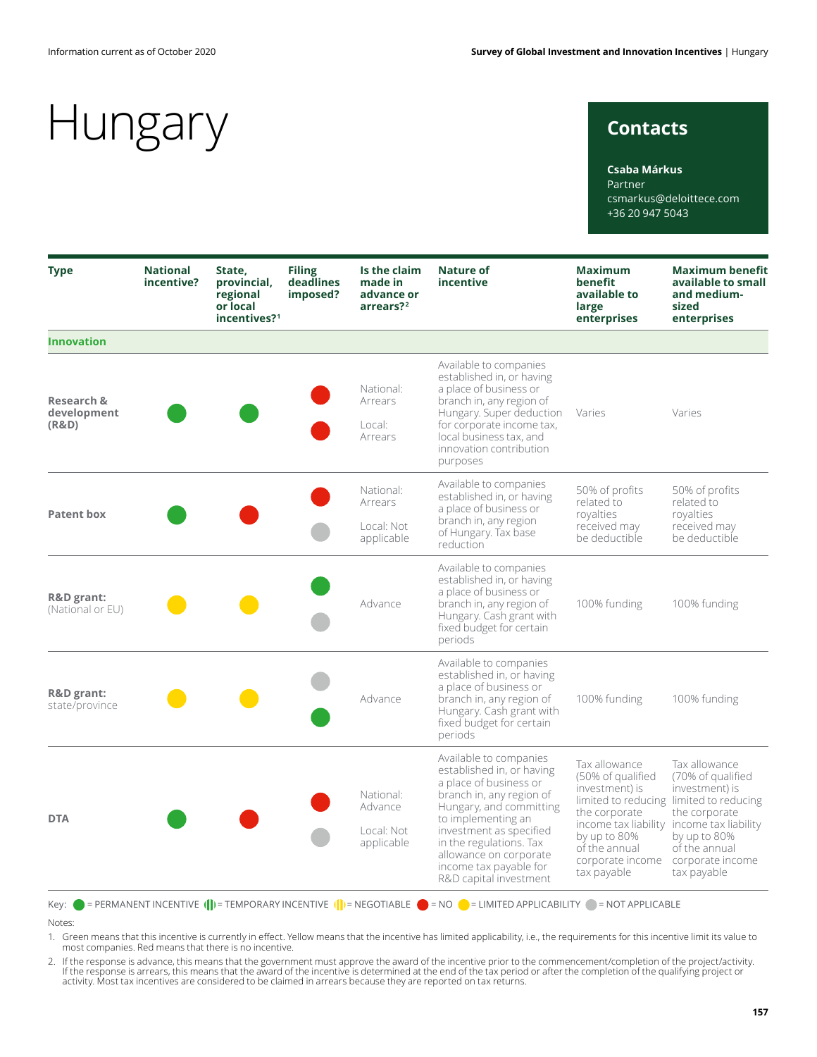# Hungary

## Contacts

**Csaba Márkus**
Partner
csmarkus@deloittece.com
+36 20 947 5043

| Type | National incentive? | State, provincial, regional or local incentives?[1] | Filing deadlines imposed? | Is the claim made in advance or arrears?[2] | Nature of incentive | Maximum benefit available to large enterprises | Maximum benefit available to small and medium-sized enterprises |
|---|---|---|---|---|---|---|---|
| **Innovation** | | | | | | | |
| **Research & development (R&D)** | Permanent incentive (green) | Permanent incentive (green) | National: No (red); Local: No (red) | National: Arrears<br>Local: Arrears | Available to companies established in, or having a place of business or branch in, any region of Hungary. Super deduction for corporate income tax, local business tax, and innovation contribution purposes | Varies | Varies |
| **Patent box** | Permanent incentive (green) | No (red) | National: No (red); Local: Not applicable (grey) | National: Arrears<br>Local: Not applicable | Available to companies established in, or having a place of business or branch in, any region of Hungary. Tax base reduction | 50% of profits related to royalties received may be deductible | 50% of profits related to royalties received may be deductible |
| **R&D grant:** (National or EU) | Limited applicability (yellow) | Limited applicability (yellow) | National: Permanent (green); Local: Not applicable (grey) | Advance | Available to companies established in, or having a place of business or branch in, any region of Hungary. Cash grant with fixed budget for certain periods | 100% funding | 100% funding |
| **R&D grant:** state/province | Limited applicability (yellow) | Limited applicability (yellow) | National: Not applicable (grey); Local: Permanent (green) | Advance | Available to companies established in, or having a place of business or branch in, any region of Hungary. Cash grant with fixed budget for certain periods | 100% funding | 100% funding |
| **DTA** | Permanent incentive (green) | No (red) | National: No (red); Local: Not applicable (grey) | National: Advance<br>Local: Not applicable | Available to companies established in, or having a place of business or branch in, any region of Hungary, and committing to implementing an investment as specified in the regulations. Tax allowance on corporate income tax payable for R&D capital investment | Tax allowance (50% of qualified investment) is limited to reducing the corporate income tax liability by up to 80% of the annual corporate income tax payable | Tax allowance (70% of qualified investment) is limited to reducing the corporate income tax liability by up to 80% of the annual corporate income tax payable |

Key: (green) = PERMANENT INCENTIVE (green striped) = TEMPORARY INCENTIVE (yellow striped) = NEGOTIABLE (red) = NO (yellow) = LIMITED APPLICABILITY (grey) = NOT APPLICABLE

Notes:

1. Green means that this incentive is currently in effect. Yellow means that the incentive has limited applicability, i.e., the requirements for this incentive limit its value to most companies. Red means that there is no incentive.
2. If the response is advance, this means that the government must approve the award of the incentive prior to the commencement/completion of the project/activity. If the response is arrears, this means that the award of the incentive is determined at the end of the tax period or after the completion of the qualifying project or activity. Most tax incentives are considered to be claimed in arrears because they are reported on tax returns.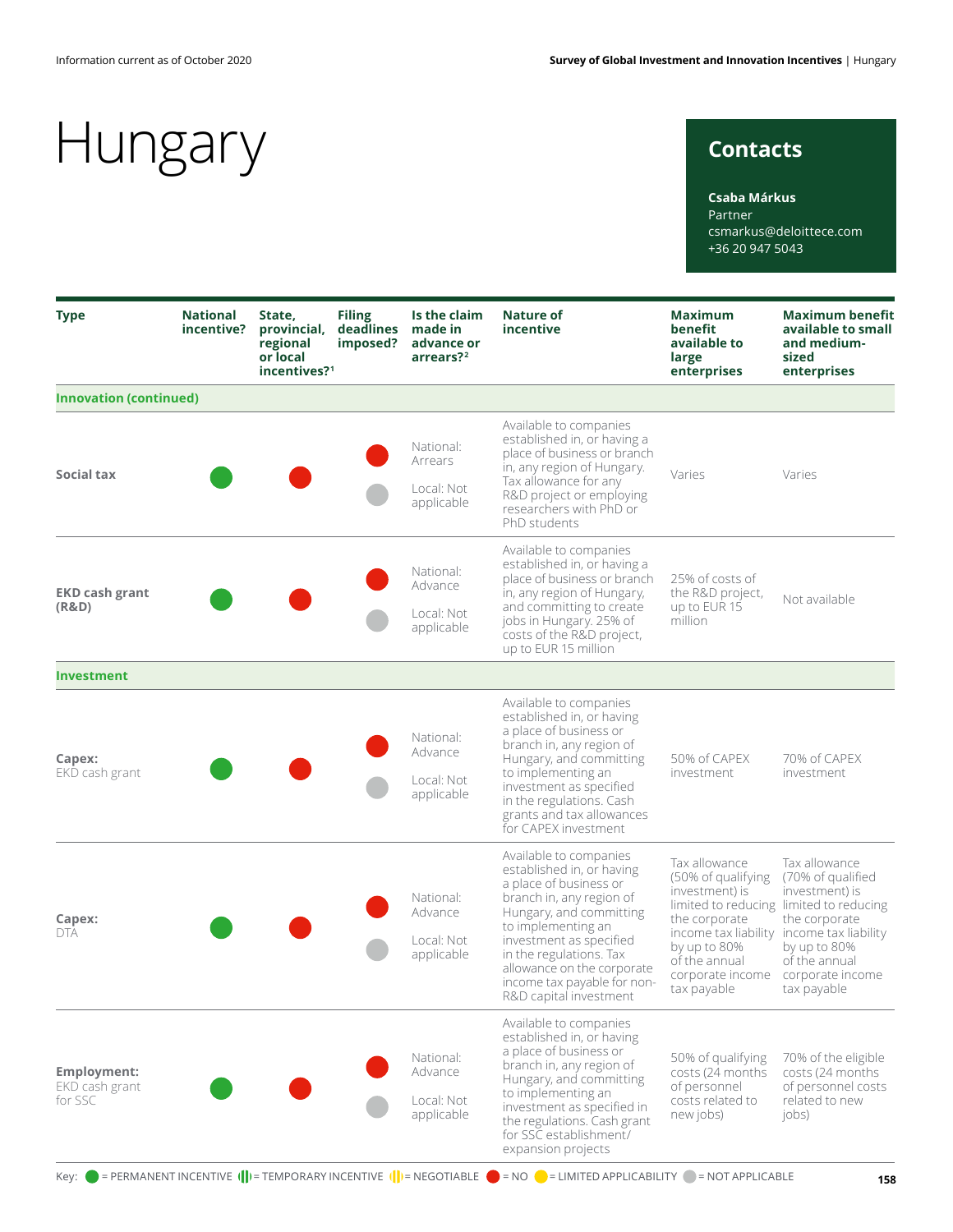# Hungary

## Contacts

**Csaba Márkus**
Partner
csmarkus@deloittece.com
+36 20 947 5043

| Type | National incentive? | State, provincial, regional or local incentives?[1] | Filing deadlines imposed? | Is the claim made in advance or arrears?[2] | Nature of incentive | Maximum benefit available to large enterprises | Maximum benefit available to small and medium-sized enterprises |
|---|---|---|---|---|---|---|---|
| **Innovation (continued)** | | | | | | | |
| **Social tax** | Permanent incentive | No | National: No<br>Local: Not applicable | National: Arrears<br>Local: Not applicable | Available to companies established in, or having a place of business or branch in, any region of Hungary. Tax allowance for any R&D project or employing researchers with PhD or PhD students | Varies | Varies |
| **EKD cash grant (R&D)** | Permanent incentive | No | National: No<br>Local: Not applicable | National: Advance<br>Local: Not applicable | Available to companies established in, or having a place of business or branch in, any region of Hungary, and committing to create jobs in Hungary. 25% of costs of the R&D project, up to EUR 15 million | 25% of costs of the R&D project, up to EUR 15 million | Not available |
| **Investment** | | | | | | | |
| **Capex:** EKD cash grant | Permanent incentive | No | National: No<br>Local: Not applicable | National: Advance<br>Local: Not applicable | Available to companies established in, or having a place of business or branch in, any region of Hungary, and committing to implementing an investment as specified in the regulations. Cash grants and tax allowances for CAPEX investment | 50% of CAPEX investment | 70% of CAPEX investment |
| **Capex:** DTA | Permanent incentive | No | National: No<br>Local: Not applicable | National: Advance<br>Local: Not applicable | Available to companies established in, or having a place of business or branch in, any region of Hungary, and committing to implementing an investment as specified in the regulations. Tax allowance on the corporate income tax payable for non-R&D capital investment | Tax allowance (50% of qualifying investment) is limited to reducing the corporate income tax liability by up to 80% of the annual corporate income tax payable | Tax allowance (70% of qualified investment) is limited to reducing the corporate income tax liability by up to 80% of the annual corporate income tax payable |
| **Employment:** EKD cash grant for SSC | Permanent incentive | No | National: No<br>Local: Not applicable | National: Advance<br>Local: Not applicable | Available to companies established in, or having a place of business or branch in, any region of Hungary, and committing to implementing an investment as specified in the regulations. Cash grant for SSC establishment/expansion projects | 50% of qualifying costs (24 months of personnel costs related to new jobs) | 70% of the eligible costs (24 months of personnel costs related to new jobs) |

Key: Green circle = PERMANENT INCENTIVE; Green bars = TEMPORARY INCENTIVE; Yellow bars = NEGOTIABLE; Red circle = NO; Yellow circle = LIMITED APPLICABILITY; Grey circle = NOT APPLICABLE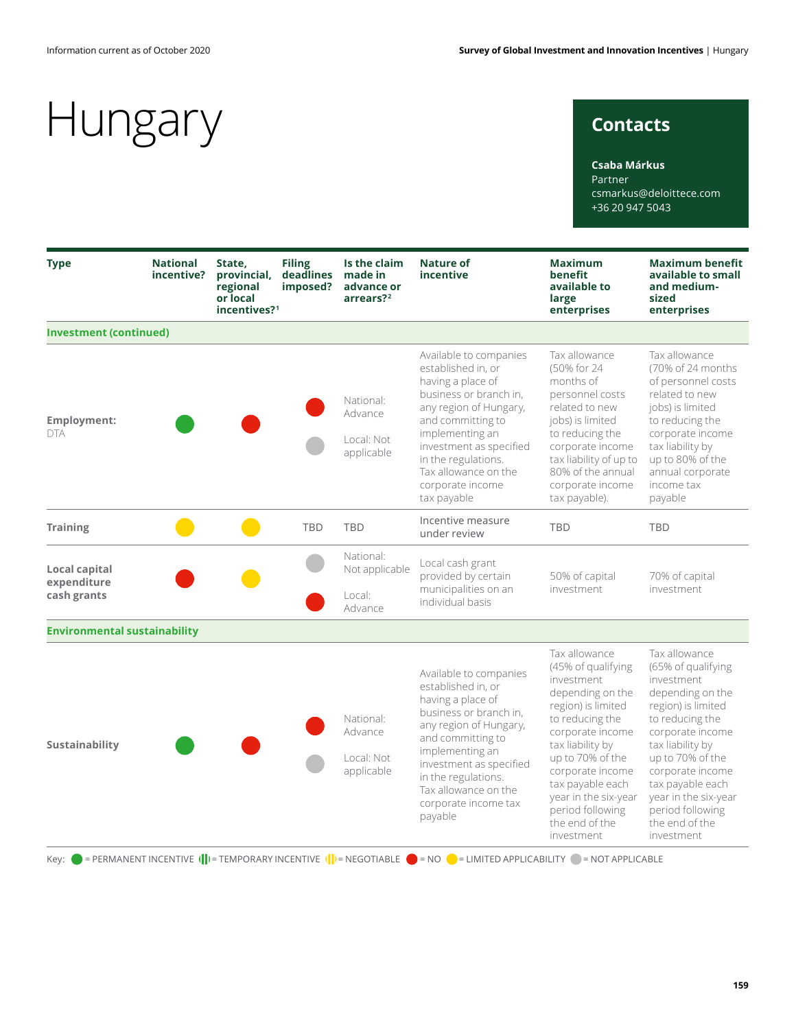# Hungary

## Contacts

**Csaba Márkus**
Partner
csmarkus@deloittece.com
+36 20 947 5043

| Type | National incentive? | State, provincial, regional or local incentives?[1] | Filing deadlines imposed? | Is the claim made in advance or arrears?[2] | Nature of incentive | Maximum benefit available to large enterprises | Maximum benefit available to small and medium-sized enterprises |
|---|---|---|---|---|---|---|---|
| **Investment (continued)** | | | | | | | |
| **Employment:** DTA | 🟢 | 🔴 | 🔴<br>⚪ | National: Advance<br><br>Local: Not applicable | Available to companies established in, or having a place of business or branch in, any region of Hungary, and committing to implementing an investment as specified in the regulations. Tax allowance on the corporate income tax payable | Tax allowance (50% for 24 months of personnel costs related to new jobs) is limited to reducing the corporate income tax liability of up to 80% of the annual corporate income tax payable). | Tax allowance (70% of 24 months of personnel costs related to new jobs) is limited to reducing the corporate income tax liability by up to 80% of the annual corporate income tax payable |
| **Training** | 🟡 | 🟡 | TBD | TBD | Incentive measure under review | TBD | TBD |
| **Local capital expenditure cash grants** | 🔴 | 🟡 | ⚪<br>🔴 | National: Not applicable<br><br>Local: Advance | Local cash grant provided by certain municipalities on an individual basis | 50% of capital investment | 70% of capital investment |
| **Environmental sustainability** | | | | | | | |
| **Sustainability** | 🟢 | 🔴 | 🔴<br>⚪ | National: Advance<br><br>Local: Not applicable | Available to companies established in, or having a place of business or branch in, any region of Hungary, and committing to implementing an investment as specified in the regulations. Tax allowance on the corporate income tax payable | Tax allowance (45% of qualifying investment depending on the region) is limited to reducing the corporate income tax liability by up to 70% of the corporate income tax payable each year in the six-year period following the end of the investment | Tax allowance (65% of qualifying investment depending on the region) is limited to reducing the corporate income tax liability by up to 70% of the corporate income tax payable each year in the six-year period following the end of the investment |

Key: 🟢 = PERMANENT INCENTIVE (|) = TEMPORARY INCENTIVE (|) = NEGOTIABLE 🔴 = NO 🟡 = LIMITED APPLICABILITY ⚪ = NOT APPLICABLE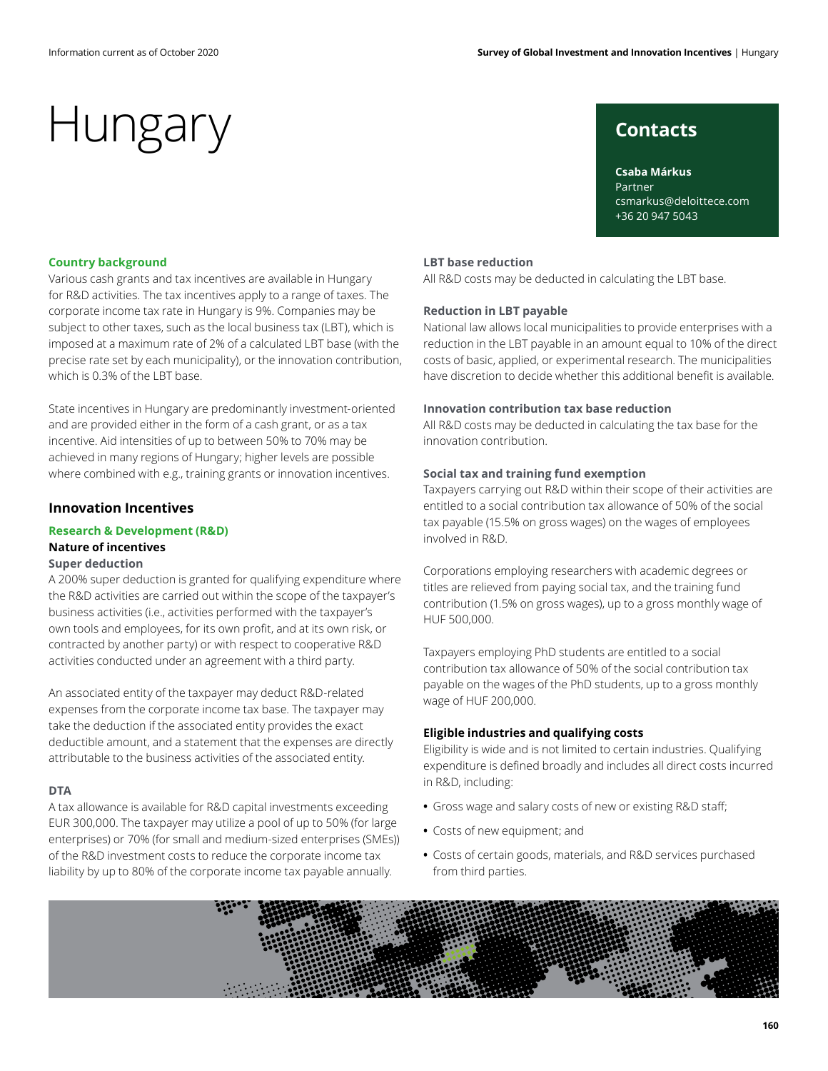# Hungary

## Contacts

**Csaba Márkus**
Partner
csmarkus@deloittece.com
+36 20 947 5043

### Country background

Various cash grants and tax incentives are available in Hungary for R&D activities. The tax incentives apply to a range of taxes. The corporate income tax rate in Hungary is 9%. Companies may be subject to other taxes, such as the local business tax (LBT), which is imposed at a maximum rate of 2% of a calculated LBT base (with the precise rate set by each municipality), or the innovation contribution, which is 0.3% of the LBT base.

State incentives in Hungary are predominantly investment-oriented and are provided either in the form of a cash grant, or as a tax incentive. Aid intensities of up to between 50% to 70% may be achieved in many regions of Hungary; higher levels are possible where combined with e.g., training grants or innovation incentives.

## Innovation Incentives

### Research & Development (R&D)

#### Nature of incentives

**Super deduction**

A 200% super deduction is granted for qualifying expenditure where the R&D activities are carried out within the scope of the taxpayer's business activities (i.e., activities performed with the taxpayer's own tools and employees, for its own profit, and at its own risk, or contracted by another party) or with respect to cooperative R&D activities conducted under an agreement with a third party.

An associated entity of the taxpayer may deduct R&D-related expenses from the corporate income tax base. The taxpayer may take the deduction if the associated entity provides the exact deductible amount, and a statement that the expenses are directly attributable to the business activities of the associated entity.

**DTA**

A tax allowance is available for R&D capital investments exceeding EUR 300,000. The taxpayer may utilize a pool of up to 50% (for large enterprises) or 70% (for small and medium-sized enterprises (SMEs)) of the R&D investment costs to reduce the corporate income tax liability by up to 80% of the corporate income tax payable annually.

**LBT base reduction**

All R&D costs may be deducted in calculating the LBT base.

**Reduction in LBT payable**

National law allows local municipalities to provide enterprises with a reduction in the LBT payable in an amount equal to 10% of the direct costs of basic, applied, or experimental research. The municipalities have discretion to decide whether this additional benefit is available.

**Innovation contribution tax base reduction**

All R&D costs may be deducted in calculating the tax base for the innovation contribution.

**Social tax and training fund exemption**

Taxpayers carrying out R&D within their scope of their activities are entitled to a social contribution tax allowance of 50% of the social tax payable (15.5% on gross wages) on the wages of employees involved in R&D.

Corporations employing researchers with academic degrees or titles are relieved from paying social tax, and the training fund contribution (1.5% on gross wages), up to a gross monthly wage of HUF 500,000.

Taxpayers employing PhD students are entitled to a social contribution tax allowance of 50% of the social contribution tax payable on the wages of the PhD students, up to a gross monthly wage of HUF 200,000.

**Eligible industries and qualifying costs**

Eligibility is wide and is not limited to certain industries. Qualifying expenditure is defined broadly and includes all direct costs incurred in R&D, including:

- Gross wage and salary costs of new or existing R&D staff;
- Costs of new equipment; and
- Costs of certain goods, materials, and R&D services purchased from third parties.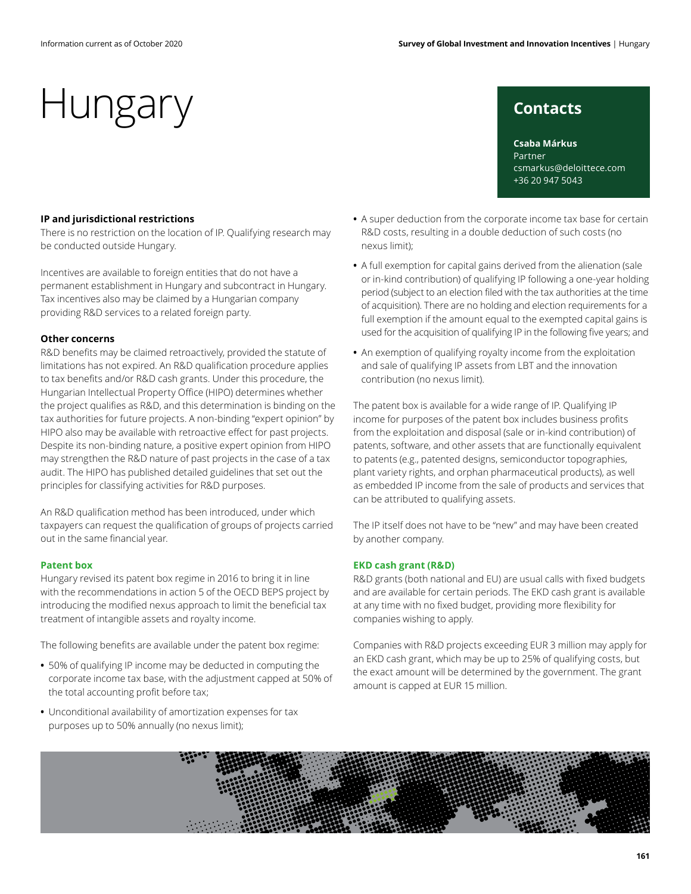# Hungary

## Contacts

**Csaba Márkus**
Partner
csmarkus@deloittece.com
+36 20 947 5043

### IP and jurisdictional restrictions

There is no restriction on the location of IP. Qualifying research may be conducted outside Hungary.

Incentives are available to foreign entities that do not have a permanent establishment in Hungary and subcontract in Hungary. Tax incentives also may be claimed by a Hungarian company providing R&D services to a related foreign party.

### Other concerns

R&D benefits may be claimed retroactively, provided the statute of limitations has not expired. An R&D qualification procedure applies to tax benefits and/or R&D cash grants. Under this procedure, the Hungarian Intellectual Property Office (HIPO) determines whether the project qualifies as R&D, and this determination is binding on the tax authorities for future projects. A non-binding "expert opinion" by HIPO also may be available with retroactive effect for past projects. Despite its non-binding nature, a positive expert opinion from HIPO may strengthen the R&D nature of past projects in the case of a tax audit. The HIPO has published detailed guidelines that set out the principles for classifying activities for R&D purposes.

An R&D qualification method has been introduced, under which taxpayers can request the qualification of groups of projects carried out in the same financial year.

### Patent box

Hungary revised its patent box regime in 2016 to bring it in line with the recommendations in action 5 of the OECD BEPS project by introducing the modified nexus approach to limit the beneficial tax treatment of intangible assets and royalty income.

The following benefits are available under the patent box regime:

- 50% of qualifying IP income may be deducted in computing the corporate income tax base, with the adjustment capped at 50% of the total accounting profit before tax;
- Unconditional availability of amortization expenses for tax purposes up to 50% annually (no nexus limit);
- A super deduction from the corporate income tax base for certain R&D costs, resulting in a double deduction of such costs (no nexus limit);
- A full exemption for capital gains derived from the alienation (sale or in-kind contribution) of qualifying IP following a one-year holding period (subject to an election filed with the tax authorities at the time of acquisition). There are no holding and election requirements for a full exemption if the amount equal to the exempted capital gains is used for the acquisition of qualifying IP in the following five years; and
- An exemption of qualifying royalty income from the exploitation and sale of qualifying IP assets from LBT and the innovation contribution (no nexus limit).

The patent box is available for a wide range of IP. Qualifying IP income for purposes of the patent box includes business profits from the exploitation and disposal (sale or in-kind contribution) of patents, software, and other assets that are functionally equivalent to patents (e.g., patented designs, semiconductor topographies, plant variety rights, and orphan pharmaceutical products), as well as embedded IP income from the sale of products and services that can be attributed to qualifying assets.

The IP itself does not have to be "new" and may have been created by another company.

### EKD cash grant (R&D)

R&D grants (both national and EU) are usual calls with fixed budgets and are available for certain periods. The EKD cash grant is available at any time with no fixed budget, providing more flexibility for companies wishing to apply.

Companies with R&D projects exceeding EUR 3 million may apply for an EKD cash grant, which may be up to 25% of qualifying costs, but the exact amount will be determined by the government. The grant amount is capped at EUR 15 million.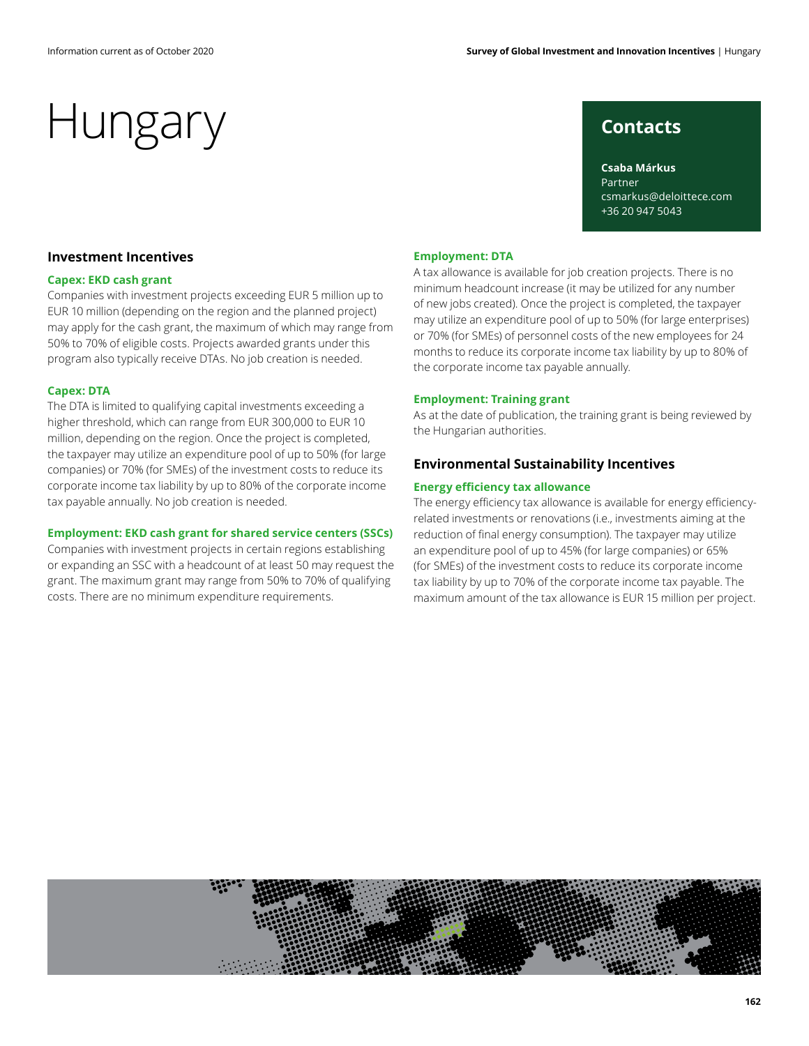# Hungary

## Contacts

**Csaba Márkus**
Partner
csmarkus@deloittece.com
+36 20 947 5043

## Investment Incentives

### Capex: EKD cash grant

Companies with investment projects exceeding EUR 5 million up to EUR 10 million (depending on the region and the planned project) may apply for the cash grant, the maximum of which may range from 50% to 70% of eligible costs. Projects awarded grants under this program also typically receive DTAs. No job creation is needed.

### Capex: DTA

The DTA is limited to qualifying capital investments exceeding a higher threshold, which can range from EUR 300,000 to EUR 10 million, depending on the region. Once the project is completed, the taxpayer may utilize an expenditure pool of up to 50% (for large companies) or 70% (for SMEs) of the investment costs to reduce its corporate income tax liability by up to 80% of the corporate income tax payable annually. No job creation is needed.

### Employment: EKD cash grant for shared service centers (SSCs)

Companies with investment projects in certain regions establishing or expanding an SSC with a headcount of at least 50 may request the grant. The maximum grant may range from 50% to 70% of qualifying costs. There are no minimum expenditure requirements.

### Employment: DTA

A tax allowance is available for job creation projects. There is no minimum headcount increase (it may be utilized for any number of new jobs created). Once the project is completed, the taxpayer may utilize an expenditure pool of up to 50% (for large enterprises) or 70% (for SMEs) of personnel costs of the new employees for 24 months to reduce its corporate income tax liability by up to 80% of the corporate income tax payable annually.

### Employment: Training grant

As at the date of publication, the training grant is being reviewed by the Hungarian authorities.

## Environmental Sustainability Incentives

### Energy efficiency tax allowance

The energy efficiency tax allowance is available for energy efficiency-related investments or renovations (i.e., investments aiming at the reduction of final energy consumption). The taxpayer may utilize an expenditure pool of up to 45% (for large companies) or 65% (for SMEs) of the investment costs to reduce its corporate income tax liability by up to 70% of the corporate income tax payable. The maximum amount of the tax allowance is EUR 15 million per project.